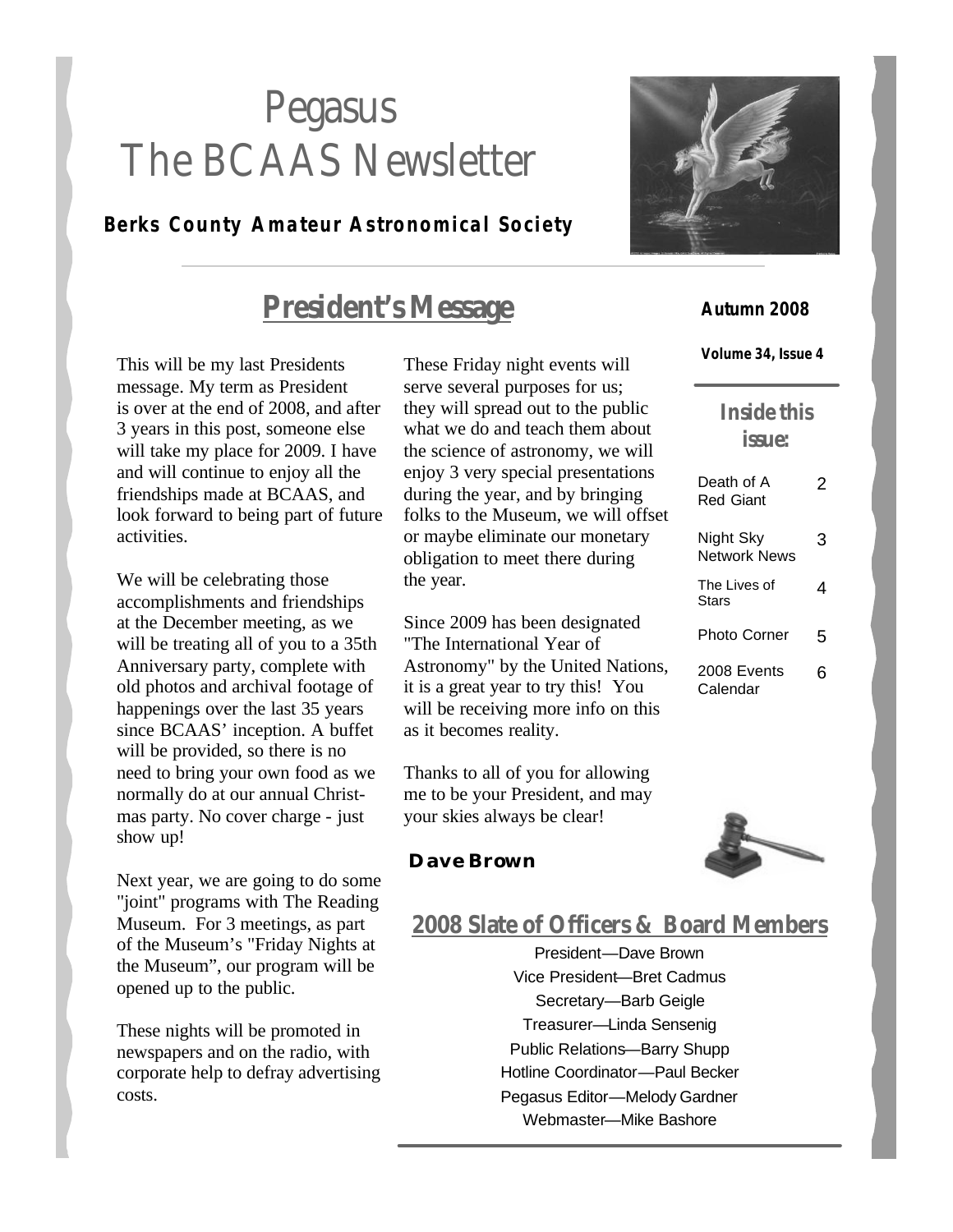# Pegasus
# The BCAAS Newsletter

**Berks County Amateur Astronomical Society**

**Autumn 2008**

**Volume 34, Issue 4**

## President's Message

This will be my last Presidents message. My term as President is over at the end of 2008, and after 3 years in this post, someone else will take my place for 2009. I have and will continue to enjoy all the friendships made at BCAAS, and look forward to being part of future activities.

We will be celebrating those accomplishments and friendships at the December meeting, as we will be treating all of you to a 35th Anniversary party, complete with old photos and archival footage of happenings over the last 35 years since BCAAS' inception. A buffet will be provided, so there is no need to bring your own food as we normally do at our annual Christmas party. No cover charge - just show up!

Next year, we are going to do some "joint" programs with The Reading Museum. For 3 meetings, as part of the Museum's "Friday Nights at the Museum", our program will be opened up to the public.

These nights will be promoted in newspapers and on the radio, with corporate help to defray advertising costs.

These Friday night events will serve several purposes for us; they will spread out to the public what we do and teach them about the science of astronomy, we will enjoy 3 very special presentations during the year, and by bringing folks to the Museum, we will offset or maybe eliminate our monetary obligation to meet there during the year.

Since 2009 has been designated "The International Year of Astronomy" by the United Nations, it is a great year to try this! You will be receiving more info on this as it becomes reality.

Thanks to all of you for allowing me to be your President, and may your skies always be clear!

**Dave Brown**

### Inside this issue:

| | |
|---|---|
| Death of A Red Giant | 2 |
| Night Sky Network News | 3 |
| The Lives of Stars | 4 |
| Photo Corner | 5 |
| 2008 Events Calendar | 6 |

## 2008 Slate of Officers & Board Members

President—Dave Brown
Vice President—Bret Cadmus
Secretary—Barb Geigle
Treasurer—Linda Sensenig
Public Relations—Barry Shupp
Hotline Coordinator—Paul Becker
Pegasus Editor—Melody Gardner
Webmaster—Mike Bashore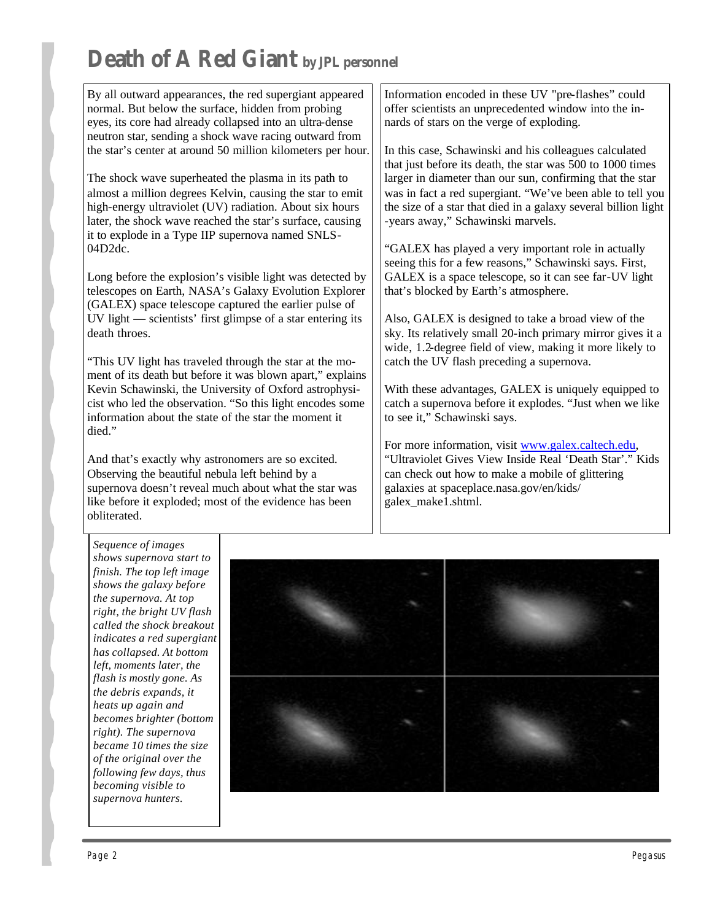# Death of A Red Giant *by JPL personnel*

By all outward appearances, the red supergiant appeared normal. But below the surface, hidden from probing eyes, its core had already collapsed into an ultra-dense neutron star, sending a shock wave racing outward from the star's center at around 50 million kilometers per hour.

The shock wave superheated the plasma in its path to almost a million degrees Kelvin, causing the star to emit high-energy ultraviolet (UV) radiation. About six hours later, the shock wave reached the star's surface, causing it to explode in a Type IIP supernova named SNLS-04D2dc.

Long before the explosion's visible light was detected by telescopes on Earth, NASA's Galaxy Evolution Explorer (GALEX) space telescope captured the earlier pulse of UV light — scientists' first glimpse of a star entering its death throes.

"This UV light has traveled through the star at the moment of its death but before it was blown apart," explains Kevin Schawinski, the University of Oxford astrophysicist who led the observation. "So this light encodes some information about the state of the star the moment it died."

And that's exactly why astronomers are so excited. Observing the beautiful nebula left behind by a supernova doesn't reveal much about what the star was like before it exploded; most of the evidence has been obliterated.

Information encoded in these UV "pre-flashes" could offer scientists an unprecedented window into the innards of stars on the verge of exploding.

In this case, Schawinski and his colleagues calculated that just before its death, the star was 500 to 1000 times larger in diameter than our sun, confirming that the star was in fact a red supergiant. "We've been able to tell you the size of a star that died in a galaxy several billion light-years away," Schawinski marvels.

"GALEX has played a very important role in actually seeing this for a few reasons," Schawinski says. First, GALEX is a space telescope, so it can see far-UV light that's blocked by Earth's atmosphere.

Also, GALEX is designed to take a broad view of the sky. Its relatively small 20-inch primary mirror gives it a wide, 1.2-degree field of view, making it more likely to catch the UV flash preceding a supernova.

With these advantages, GALEX is uniquely equipped to catch a supernova before it explodes. "Just when we like to see it," Schawinski says.

For more information, visit www.galex.caltech.edu, "Ultraviolet Gives View Inside Real 'Death Star'." Kids can check out how to make a mobile of glittering galaxies at spaceplace.nasa.gov/en/kids/galex_make1.shtml.

*Sequence of images shows supernova start to finish. The top left image shows the galaxy before the supernova. At top right, the bright UV flash called the shock breakout indicates a red supergiant has collapsed. At bottom left, moments later, the flash is mostly gone. As the debris expands, it heats up again and becomes brighter (bottom right). The supernova became 10 times the size of the original over the following few days, thus becoming visible to supernova hunters.*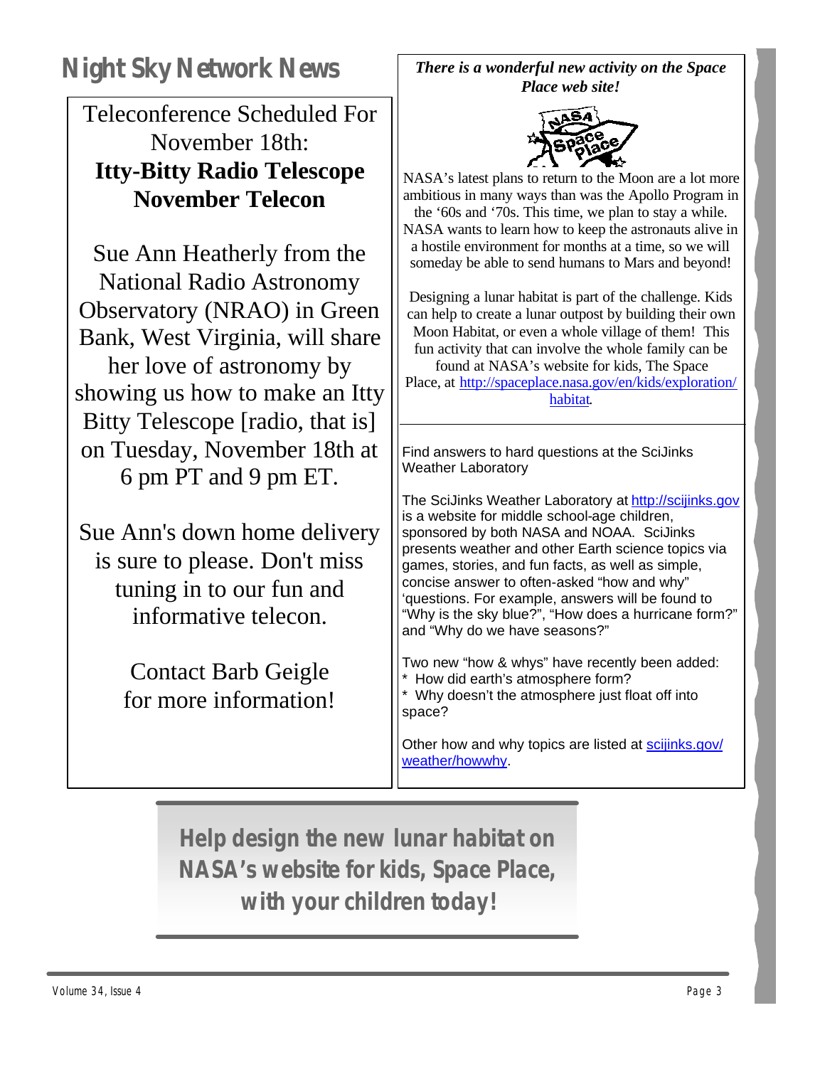# Night Sky Network News

Teleconference Scheduled For November 18th:

**Itty-Bitty Radio Telescope November Telecon**

Sue Ann Heatherly from the National Radio Astronomy Observatory (NRAO) in Green Bank, West Virginia, will share her love of astronomy by showing us how to make an Itty Bitty Telescope [radio, that is] on Tuesday, November 18th at 6 pm PT and 9 pm ET.

Sue Ann's down home delivery is sure to please. Don't miss tuning in to our fun and informative telecon.

Contact Barb Geigle for more information!

***There is a wonderful new activity on the Space Place web site!***

NASA's latest plans to return to the Moon are a lot more ambitious in many ways than was the Apollo Program in the '60s and '70s. This time, we plan to stay a while. NASA wants to learn how to keep the astronauts alive in a hostile environment for months at a time, so we will someday be able to send humans to Mars and beyond!

Designing a lunar habitat is part of the challenge. Kids can help to create a lunar outpost by building their own Moon Habitat, or even a whole village of them! This fun activity that can involve the whole family can be found at NASA's website for kids, The Space Place, at http://spaceplace.nasa.gov/en/kids/exploration/habitat.

Find answers to hard questions at the SciJinks Weather Laboratory

The SciJinks Weather Laboratory at http://scijinks.gov is a website for middle school-age children, sponsored by both NASA and NOAA. SciJinks presents weather and other Earth science topics via games, stories, and fun facts, as well as simple, concise answer to often-asked "how and why" 'questions. For example, answers will be found to "Why is the sky blue?", "How does a hurricane form?" and "Why do we have seasons?"

Two new "how & whys" have recently been added:
* How did earth's atmosphere form?
* Why doesn't the atmosphere just float off into space?

Other how and why topics are listed at scijinks.gov/weather/howwhy.

**Help design the new lunar habitat on NASA's website for kids, Space Place, with your children today!**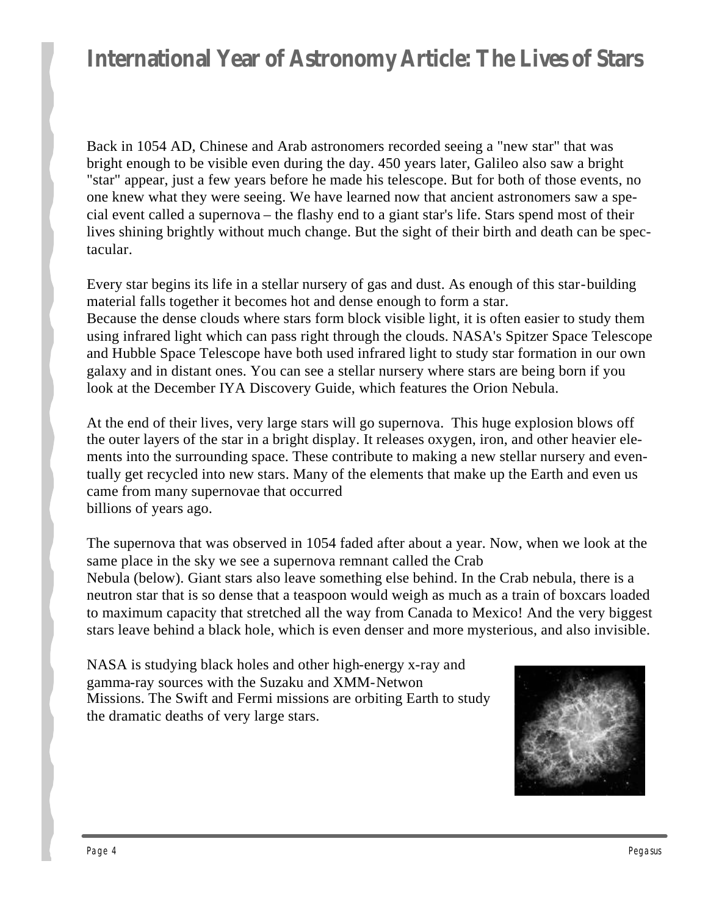# International Year of Astronomy Article: The Lives of Stars

Back in 1054 AD, Chinese and Arab astronomers recorded seeing a "new star" that was bright enough to be visible even during the day. 450 years later, Galileo also saw a bright "star" appear, just a few years before he made his telescope. But for both of those events, no one knew what they were seeing. We have learned now that ancient astronomers saw a special event called a supernova – the flashy end to a giant star's life. Stars spend most of their lives shining brightly without much change. But the sight of their birth and death can be spectacular.

Every star begins its life in a stellar nursery of gas and dust. As enough of this star-building material falls together it becomes hot and dense enough to form a star. Because the dense clouds where stars form block visible light, it is often easier to study them using infrared light which can pass right through the clouds. NASA's Spitzer Space Telescope and Hubble Space Telescope have both used infrared light to study star formation in our own galaxy and in distant ones. You can see a stellar nursery where stars are being born if you look at the December IYA Discovery Guide, which features the Orion Nebula.

At the end of their lives, very large stars will go supernova. This huge explosion blows off the outer layers of the star in a bright display. It releases oxygen, iron, and other heavier elements into the surrounding space. These contribute to making a new stellar nursery and eventually get recycled into new stars. Many of the elements that make up the Earth and even us came from many supernovae that occurred billions of years ago.

The supernova that was observed in 1054 faded after about a year. Now, when we look at the same place in the sky we see a supernova remnant called the Crab Nebula (below). Giant stars also leave something else behind. In the Crab nebula, there is a neutron star that is so dense that a teaspoon would weigh as much as a train of boxcars loaded to maximum capacity that stretched all the way from Canada to Mexico! And the very biggest stars leave behind a black hole, which is even denser and more mysterious, and also invisible.

NASA is studying black holes and other high-energy x-ray and gamma-ray sources with the Suzaku and XMM-Netwon Missions. The Swift and Fermi missions are orbiting Earth to study the dramatic deaths of very large stars.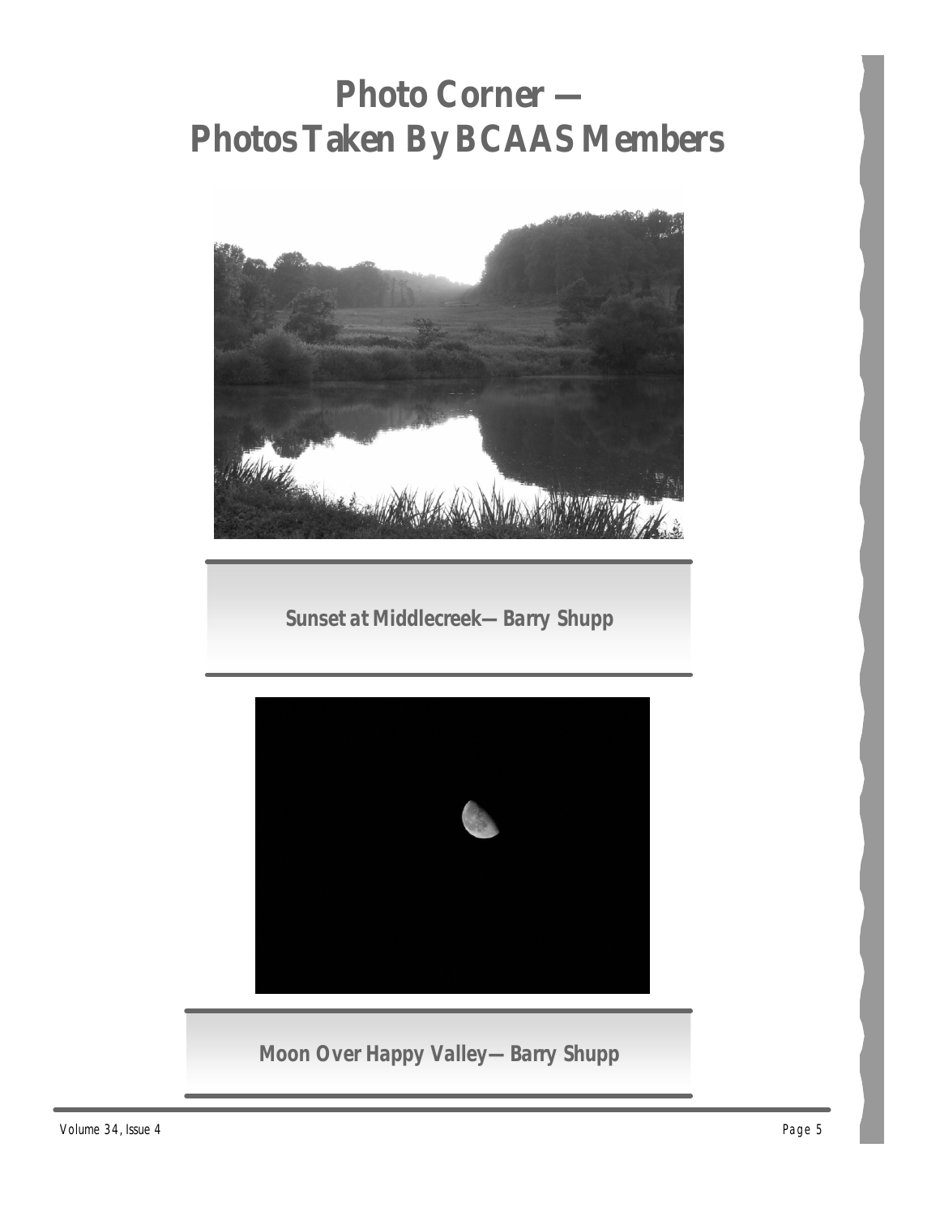# Photo Corner — Photos Taken By BCAAS Members

Sunset at Middlecreek— Barry Shupp

Moon Over Happy Valley— Barry Shupp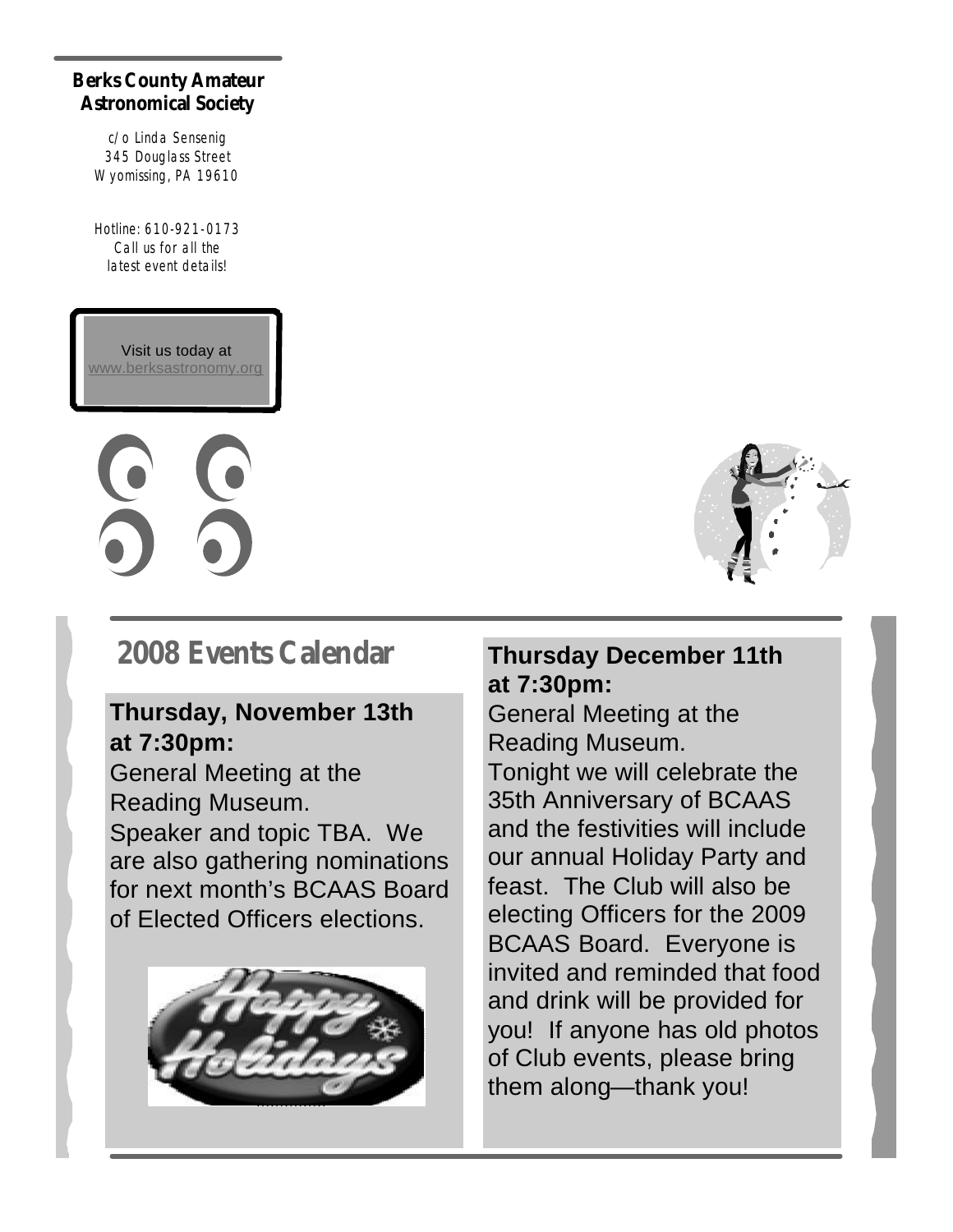**Berks County Amateur Astronomical Society**

c/o Linda Sensenig
345 Douglass Street
Wyomissing, PA 19610

Hotline: 610-921-0173
Call us for all the latest event details!

Visit us today at
www.berksastronomy.org

## 2008 Events Calendar

**Thursday, November 13th at 7:30pm:**

General Meeting at the Reading Museum.
Speaker and topic TBA. We are also gathering nominations for next month's BCAAS Board of Elected Officers elections.

**Thursday December 11th at 7:30pm:**

General Meeting at the Reading Museum.
Tonight we will celebrate the 35th Anniversary of BCAAS and the festivities will include our annual Holiday Party and feast. The Club will also be electing Officers for the 2009 BCAAS Board. Everyone is invited and reminded that food and drink will be provided for you! If anyone has old photos of Club events, please bring them along—thank you!